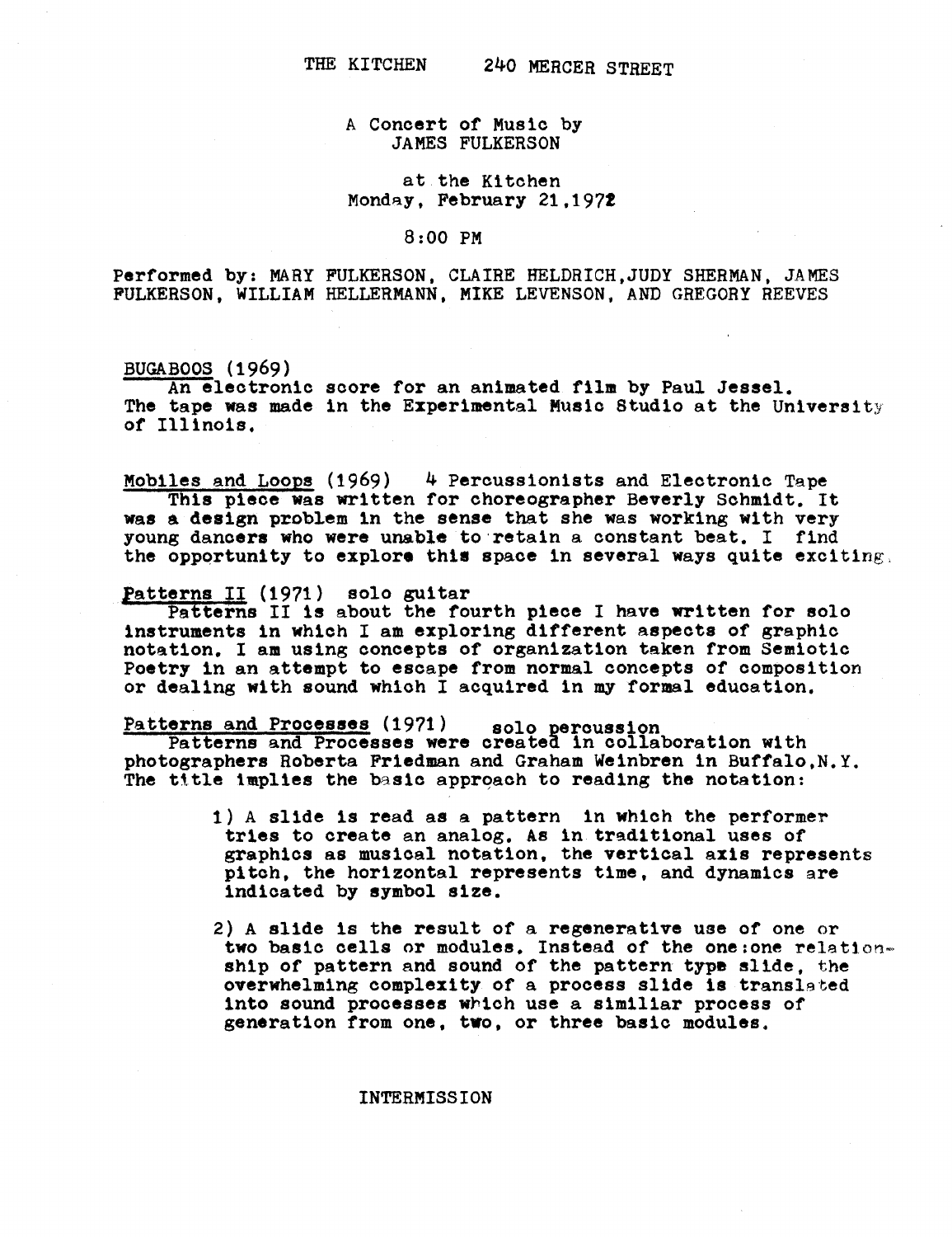THE KITCHEN 240 MERCER STREET

A Concert of Music by
JAMES FULKERSON

at the Kitchen
Monday, February 21,1972

8:00 PM

Performed by: MARY FULKERSON, CLAIRE HELDRICH, JUDY SHERMAN, JAMES FULKERSON, WILLIAM HELLERMANN, MIKE LEVENSON, AND GREGORY REEVES

BUGABOOS (1969)

An electronic score for an animated film by Paul Jessel. The tape was made in the Experimental Music Studio at the University of Illinois.

Mobiles and Loops (1969) 4 Percussionists and Electronic Tape

This piece was written for choreographer Beverly Schmidt. It was a design problem in the sense that she was working with very young dancers who were unable to retain a constant beat. I find the opportunity to explore this space in several ways quite exciting.

Patterns II (1971) solo guitar

Patterns II is about the fourth piece I have written for solo instruments in which I am exploring different aspects of graphic notation. I am using concepts of organization taken from Semiotic Poetry in an attempt to escape from normal concepts of composition or dealing with sound which I acquired in my formal education.

Patterns and Processes (1971) solo percussion

Patterns and Processes were created in collaboration with photographers Roberta Friedman and Graham Weinbren in Buffalo,N.Y. The title implies the basic approach to reading the notation:

1) A slide is read as a pattern in which the performer tries to create an analog. As in traditional uses of graphics as musical notation, the vertical axis represents pitch, the horizontal represents time, and dynamics are indicated by symbol size.

2) A slide is the result of a regenerative use of one or two basic cells or modules. Instead of the one:one relationship of pattern and sound of the pattern type slide, the overwhelming complexity of a process slide is translated into sound processes which use a simillar process of generation from one, two, or three basic modules.

INTERMISSION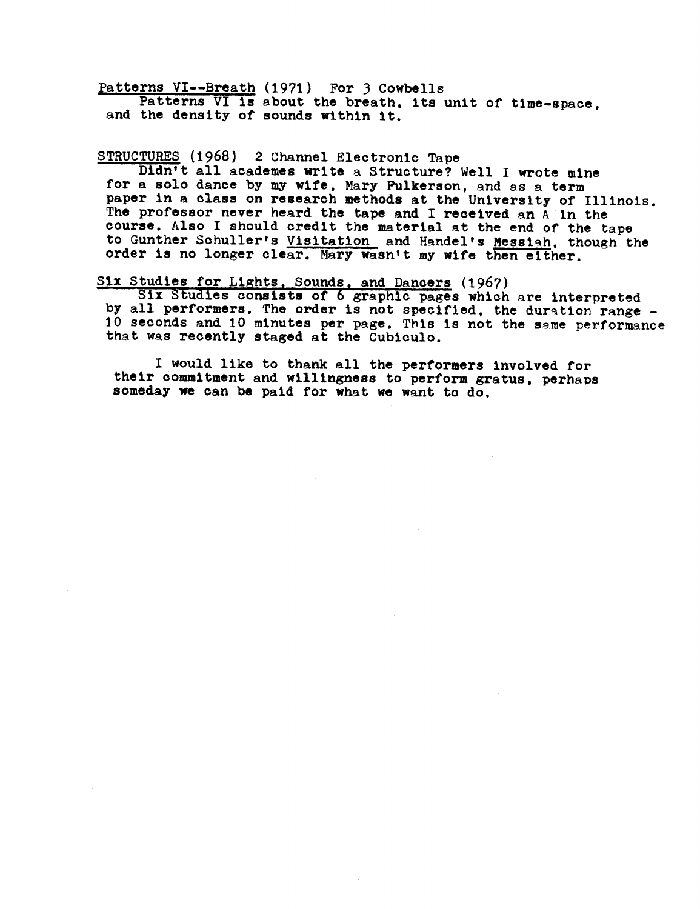<u>Patterns VI--Breath</u> (1971) For 3 Cowbells

<u>Patterns VI</u> is about the breath, its unit of time-space, and the density of sounds within it.

<u>STRUCTURES</u> (1968) 2 Channel Electronic Tape

Didn't all academes write a Structure? Well I wrote mine for a solo dance by my wife, Mary Fulkerson, and as a term paper in a class on research methods at the University of Illinois. The professor never heard the tape and I received an A in the course. Also I should credit the material at the end of the tape to Gunther Schuller's <u>Visitation</u> and Handel's <u>Messiah</u>, though the order is no longer clear. Mary <u>wasn't my wife then either</u>.

<u>Six Studies for Lights, Sounds, and Dancers</u> (1967)

<u>Six Studies consists of 6</u> graphic pages which are interpreted by all performers. The order is not specified, the duration range - 10 seconds and 10 minutes per page. This is not the same performance that was recently staged at the Cubiculo.

I would like to thank all the performers involved for their commitment and willingness to perform gratus, perhaps someday we can be paid for what we want to do.